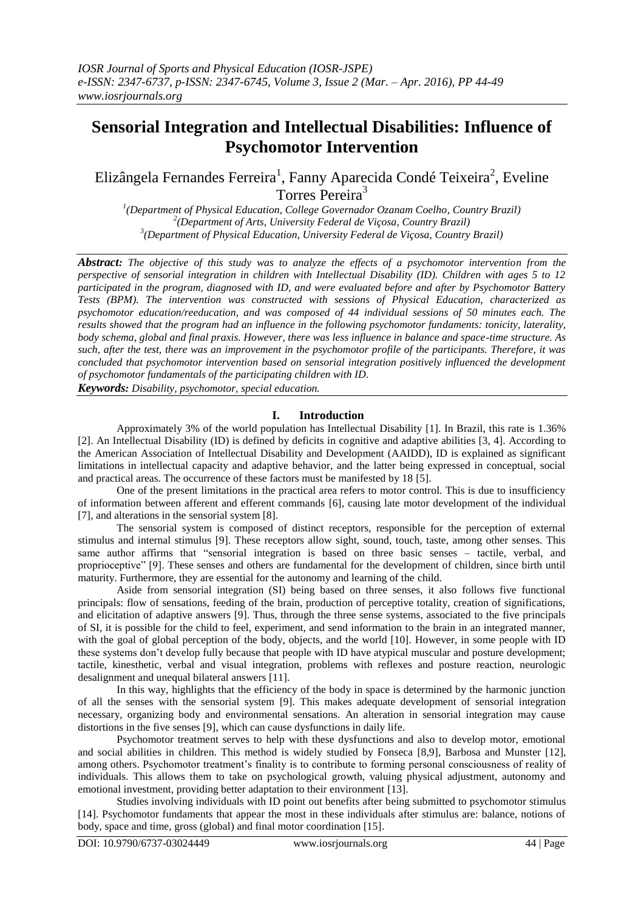# Sensorial Integration and Intellectual Disabilities: Influence of Psychomotor Intervention

Elizângela Fernandes Ferreira[1], Fanny Aparecida Condé Teixeira[2], Eveline Torres Pereira[3]

[1](Department of Physical Education, College Governador Ozanam Coelho, Country Brazil)
[2](Department of Arts, University Federal de Viçosa, Country Brazil)
[3](Department of Physical Education, University Federal de Viçosa, Country Brazil)

***Abstract:*** *The objective of this study was to analyze the effects of a psychomotor intervention from the perspective of sensorial integration in children with Intellectual Disability (ID). Children with ages 5 to 12 participated in the program, diagnosed with ID, and were evaluated before and after by Psychomotor Battery Tests (BPM). The intervention was constructed with sessions of Physical Education, characterized as psychomotor education/reeducation, and was composed of 44 individual sessions of 50 minutes each. The results showed that the program had an influence in the following psychomotor fundaments: tonicity, laterality, body schema, global and final praxis. However, there was less influence in balance and space-time structure. As such, after the test, there was an improvement in the psychomotor profile of the participants. Therefore, it was concluded that psychomotor intervention based on sensorial integration positively influenced the development of psychomotor fundamentals of the participating children with ID.*

***Keywords:*** *Disability, psychomotor, special education.*

## I. Introduction

Approximately 3% of the world population has Intellectual Disability [1]. In Brazil, this rate is 1.36% [2]. An Intellectual Disability (ID) is defined by deficits in cognitive and adaptive abilities [3, 4]. According to the American Association of Intellectual Disability and Development (AAIDD), ID is explained as significant limitations in intellectual capacity and adaptive behavior, and the latter being expressed in conceptual, social and practical areas. The occurrence of these factors must be manifested by 18 [5].

One of the present limitations in the practical area refers to motor control. This is due to insufficiency of information between afferent and efferent commands [6], causing late motor development of the individual [7], and alterations in the sensorial system [8].

The sensorial system is composed of distinct receptors, responsible for the perception of external stimulus and internal stimulus [9]. These receptors allow sight, sound, touch, taste, among other senses. This same author affirms that "sensorial integration is based on three basic senses – tactile, verbal, and proprioceptive" [9]. These senses and others are fundamental for the development of children, since birth until maturity. Furthermore, they are essential for the autonomy and learning of the child.

Aside from sensorial integration (SI) being based on three senses, it also follows five functional principals: flow of sensations, feeding of the brain, production of perceptive totality, creation of significations, and elicitation of adaptive answers [9]. Thus, through the three sense systems, associated to the five principals of SI, it is possible for the child to feel, experiment, and send information to the brain in an integrated manner, with the goal of global perception of the body, objects, and the world [10]. However, in some people with ID these systems don't develop fully because that people with ID have atypical muscular and posture development; tactile, kinesthetic, verbal and visual integration, problems with reflexes and posture reaction, neurologic desalignment and unequal bilateral answers [11].

In this way, highlights that the efficiency of the body in space is determined by the harmonic junction of all the senses with the sensorial system [9]. This makes adequate development of sensorial integration necessary, organizing body and environmental sensations. An alteration in sensorial integration may cause distortions in the five senses [9], which can cause dysfunctions in daily life.

Psychomotor treatment serves to help with these dysfunctions and also to develop motor, emotional and social abilities in children. This method is widely studied by Fonseca [8,9], Barbosa and Munster [12], among others. Psychomotor treatment's finality is to contribute to forming personal consciousness of reality of individuals. This allows them to take on psychological growth, valuing physical adjustment, autonomy and emotional investment, providing better adaptation to their environment [13].

Studies involving individuals with ID point out benefits after being submitted to psychomotor stimulus [14]. Psychomotor fundaments that appear the most in these individuals after stimulus are: balance, notions of body, space and time, gross (global) and final motor coordination [15].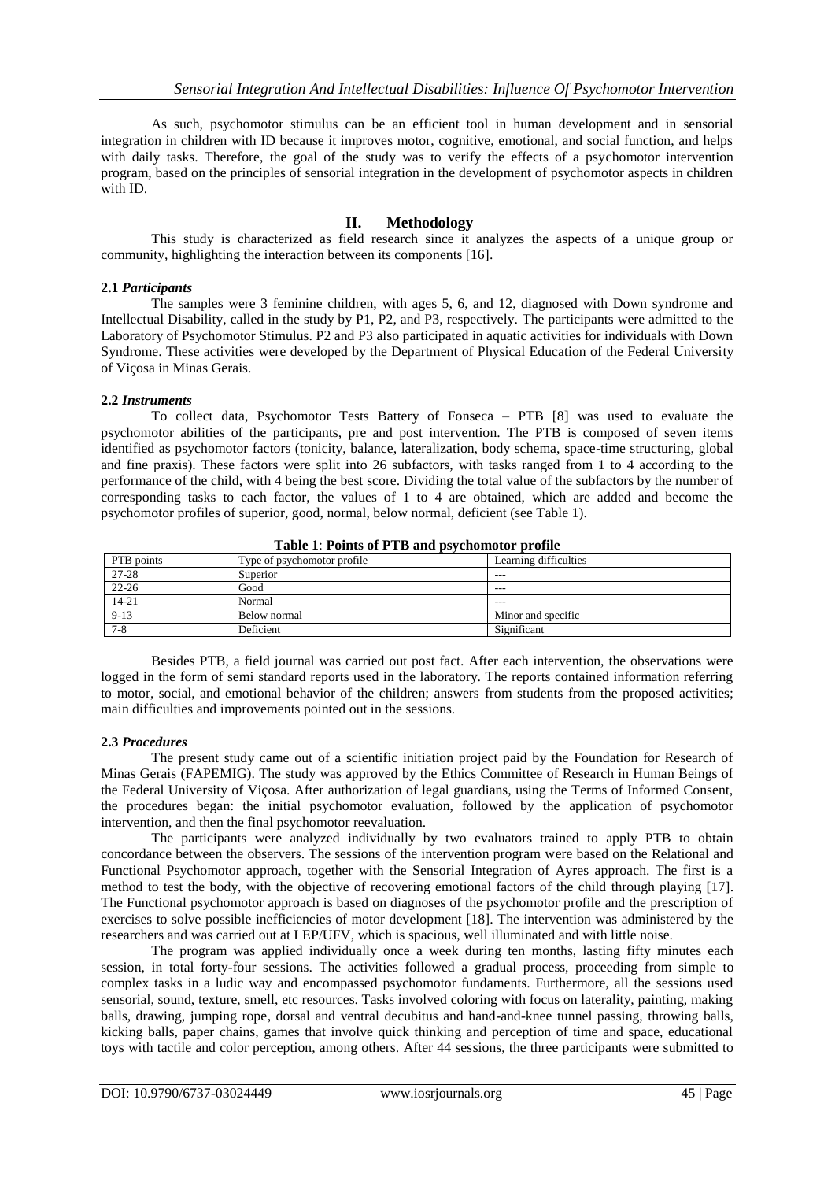As such, psychomotor stimulus can be an efficient tool in human development and in sensorial integration in children with ID because it improves motor, cognitive, emotional, and social function, and helps with daily tasks. Therefore, the goal of the study was to verify the effects of a psychomotor intervention program, based on the principles of sensorial integration in the development of psychomotor aspects in children with ID.

## II. Methodology

This study is characterized as field research since it analyzes the aspects of a unique group or community, highlighting the interaction between its components [16].

### 2.1 *Participants*

The samples were 3 feminine children, with ages 5, 6, and 12, diagnosed with Down syndrome and Intellectual Disability, called in the study by P1, P2, and P3, respectively. The participants were admitted to the Laboratory of Psychomotor Stimulus. P2 and P3 also participated in aquatic activities for individuals with Down Syndrome. These activities were developed by the Department of Physical Education of the Federal University of Viçosa in Minas Gerais.

### 2.2 *Instruments*

To collect data, Psychomotor Tests Battery of Fonseca – PTB [8] was used to evaluate the psychomotor abilities of the participants, pre and post intervention. The PTB is composed of seven items identified as psychomotor factors (tonicity, balance, lateralization, body schema, space-time structuring, global and fine praxis). These factors were split into 26 subfactors, with tasks ranged from 1 to 4 according to the performance of the child, with 4 being the best score. Dividing the total value of the subfactors by the number of corresponding tasks to each factor, the values of 1 to 4 are obtained, which are added and become the psychomotor profiles of superior, good, normal, below normal, deficient (see Table 1).

**Table 1**: **Points of PTB and psychomotor profile**

| PTB points | Type of psychomotor profile | Learning difficulties |
|---|---|---|
| 27-28 | Superior | --- |
| 22-26 | Good | --- |
| 14-21 | Normal | --- |
| 9-13 | Below normal | Minor and specific |
| 7-8 | Deficient | Significant |

Besides PTB, a field journal was carried out post fact. After each intervention, the observations were logged in the form of semi standard reports used in the laboratory. The reports contained information referring to motor, social, and emotional behavior of the children; answers from students from the proposed activities; main difficulties and improvements pointed out in the sessions.

### 2.3 *Procedures*

The present study came out of a scientific initiation project paid by the Foundation for Research of Minas Gerais (FAPEMIG). The study was approved by the Ethics Committee of Research in Human Beings of the Federal University of Viçosa. After authorization of legal guardians, using the Terms of Informed Consent, the procedures began: the initial psychomotor evaluation, followed by the application of psychomotor intervention, and then the final psychomotor reevaluation.

The participants were analyzed individually by two evaluators trained to apply PTB to obtain concordance between the observers. The sessions of the intervention program were based on the Relational and Functional Psychomotor approach, together with the Sensorial Integration of Ayres approach. The first is a method to test the body, with the objective of recovering emotional factors of the child through playing [17]. The Functional psychomotor approach is based on diagnoses of the psychomotor profile and the prescription of exercises to solve possible inefficiencies of motor development [18]. The intervention was administered by the researchers and was carried out at LEP/UFV, which is spacious, well illuminated and with little noise.

The program was applied individually once a week during ten months, lasting fifty minutes each session, in total forty-four sessions. The activities followed a gradual process, proceeding from simple to complex tasks in a ludic way and encompassed psychomotor fundaments. Furthermore, all the sessions used sensorial, sound, texture, smell, etc resources. Tasks involved coloring with focus on laterality, painting, making balls, drawing, jumping rope, dorsal and ventral decubitus and hand-and-knee tunnel passing, throwing balls, kicking balls, paper chains, games that involve quick thinking and perception of time and space, educational toys with tactile and color perception, among others. After 44 sessions, the three participants were submitted to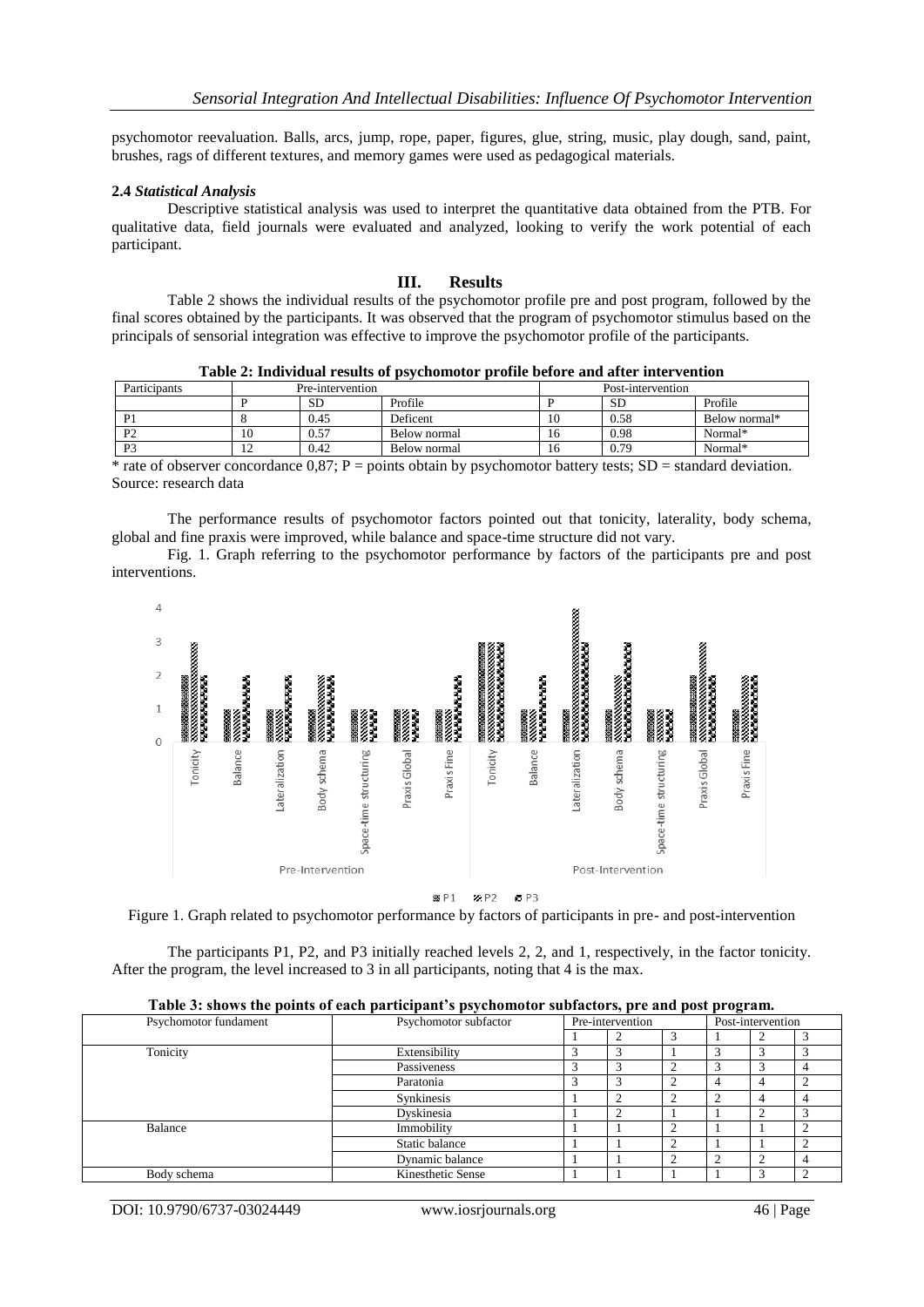psychomotor reevaluation. Balls, arcs, jump, rope, paper, figures, glue, string, music, play dough, sand, paint, brushes, rags of different textures, and memory games were used as pedagogical materials.

### 2.4 *Statistical Analysis*

Descriptive statistical analysis was used to interpret the quantitative data obtained from the PTB. For qualitative data, field journals were evaluated and analyzed, looking to verify the work potential of each participant.

## III. Results

Table 2 shows the individual results of the psychomotor profile pre and post program, followed by the final scores obtained by the participants. It was observed that the program of psychomotor stimulus based on the principals of sensorial integration was effective to improve the psychomotor profile of the participants.

**Table 2: Individual results of psychomotor profile before and after intervention**

| Participants | Pre-intervention | | | Post-intervention | | |
|---|---|---|---|---|---|---|
| | P | SD | Profile | P | SD | Profile |
| P1 | 8 | 0.45 | Deficent | 10 | 0.58 | Below normal* |
| P2 | 10 | 0.57 | Below normal | 16 | 0.98 | Normal* |
| P3 | 12 | 0.42 | Below normal | 16 | 0.79 | Normal* |

\* rate of observer concordance 0,87; P = points obtain by psychomotor battery tests; SD = standard deviation.
Source: research data

The performance results of psychomotor factors pointed out that tonicity, laterality, body schema, global and fine praxis were improved, while balance and space-time structure did not vary.

Fig. 1. Graph referring to the psychomotor performance by factors of the participants pre and post interventions.

Figure 1. Graph related to psychomotor performance by factors of participants in pre- and post-intervention

The participants P1, P2, and P3 initially reached levels 2, 2, and 1, respectively, in the factor tonicity. After the program, the level increased to 3 in all participants, noting that 4 is the max.

**Table 3: shows the points of each participant's psychomotor subfactors, pre and post program.**

| Psychomotor fundament | Psychomotor subfactor | Pre-intervention | | | Post-intervention | | |
|---|---|---|---|---|---|---|---|
| | | 1 | 2 | 3 | 1 | 2 | 3 |
| Tonicity | Extensibility | 3 | 3 | 1 | 3 | 3 | 3 |
| | Passiveness | 3 | 3 | 2 | 3 | 3 | 4 |
| | Paratonia | 3 | 3 | 2 | 4 | 4 | 2 |
| | Synkinesis | 1 | 2 | 2 | 2 | 4 | 4 |
| | Dyskinesia | 1 | 2 | 1 | 1 | 2 | 3 |
| Balance | Immobility | 1 | 1 | 2 | 1 | 1 | 2 |
| | Static balance | 1 | 1 | 2 | 1 | 1 | 2 |
| | Dynamic balance | 1 | 1 | 2 | 2 | 2 | 4 |
| Body schema | Kinesthetic Sense | 1 | 1 | 1 | 1 | 3 | 2 |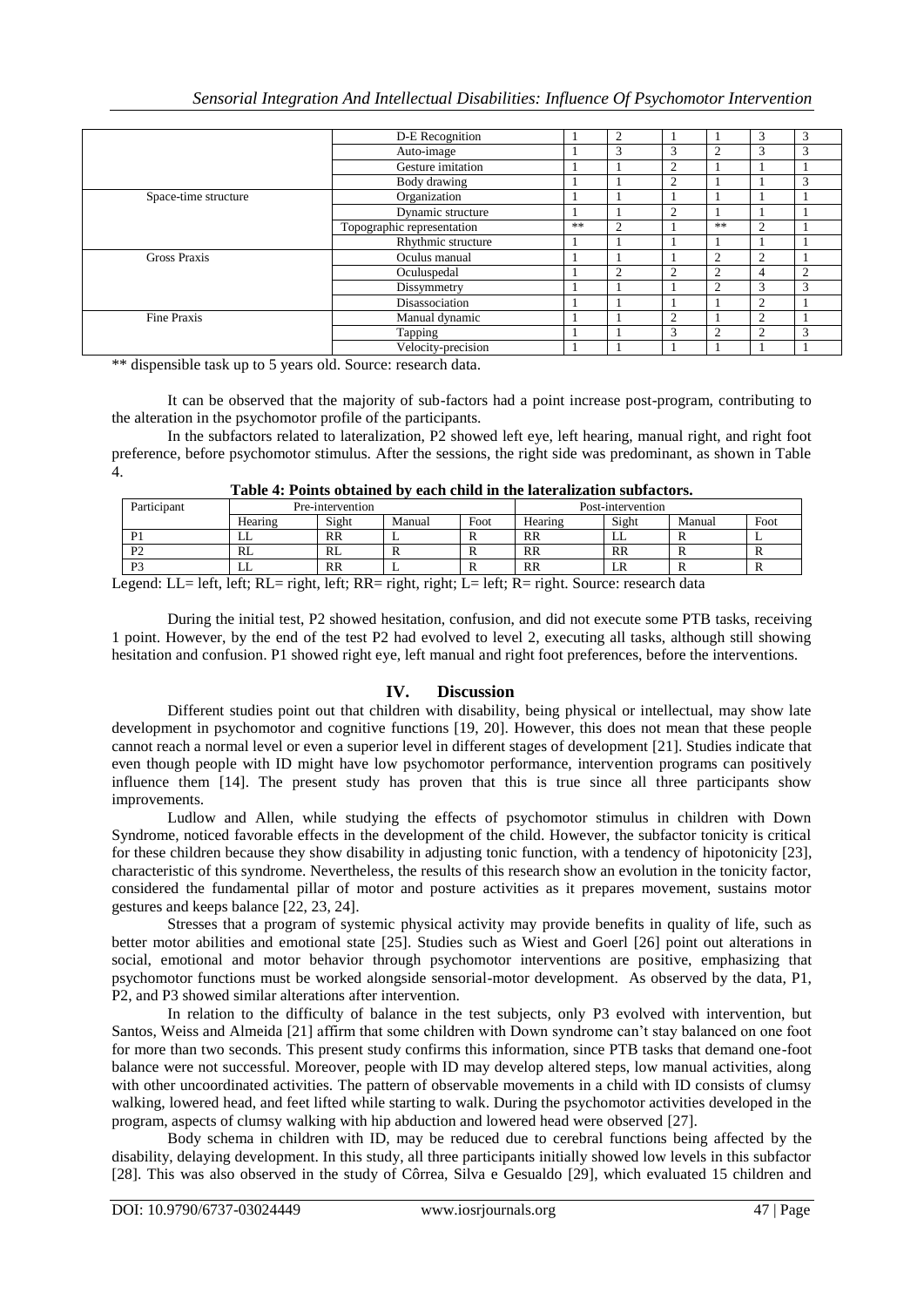| | D-E Recognition | 1 | 2 | 1 | 1 | 3 | 3 |
|---|---|---|---|---|---|---|---|
| | Auto-image | 1 | 3 | 3 | 2 | 3 | 3 |
| | Gesture imitation | 1 | 1 | 2 | 1 | 1 | 1 |
| | Body drawing | 1 | 1 | 2 | 1 | 1 | 3 |
| Space-time structure | Organization | 1 | 1 | 1 | 1 | 1 | 1 |
| | Dynamic structure | 1 | 1 | 2 | 1 | 1 | 1 |
| | Topographic representation | ** | 2 | 1 | ** | 2 | 1 |
| | Rhythmic structure | 1 | 1 | 1 | 1 | 1 | 1 |
| Gross Praxis | Oculus manual | 1 | 1 | 1 | 2 | 2 | 1 |
| | Oculuspedal | 1 | 2 | 2 | 2 | 4 | 2 |
| | Dissymmetry | 1 | 1 | 1 | 2 | 3 | 3 |
| | Disassociation | 1 | 1 | 1 | 1 | 2 | 1 |
| Fine Praxis | Manual dynamic | 1 | 1 | 2 | 1 | 2 | 1 |
| | Tapping | 1 | 1 | 3 | 2 | 2 | 3 |
| | Velocity-precision | 1 | 1 | 1 | 1 | 1 | 1 |

** dispensible task up to 5 years old. Source: research data.

It can be observed that the majority of sub-factors had a point increase post-program, contributing to the alteration in the psychomotor profile of the participants.

In the subfactors related to lateralization, P2 showed left eye, left hearing, manual right, and right foot preference, before psychomotor stimulus. After the sessions, the right side was predominant, as shown in Table 4.

**Table 4: Points obtained by each child in the lateralization subfactors.**

| Participant | Pre-intervention | | | | Post-intervention | | | |
|---|---|---|---|---|---|---|---|---|
| | Hearing | Sight | Manual | Foot | Hearing | Sight | Manual | Foot |
| P1 | LL | RR | L | R | RR | LL | R | L |
| P2 | RL | RL | R | R | RR | RR | R | R |
| P3 | LL | RR | L | R | RR | LR | R | R |

Legend: LL= left, left; RL= right, left; RR= right, right; L= left; R= right. Source: research data

During the initial test, P2 showed hesitation, confusion, and did not execute some PTB tasks, receiving 1 point. However, by the end of the test P2 had evolved to level 2, executing all tasks, although still showing hesitation and confusion. P1 showed right eye, left manual and right foot preferences, before the interventions.

## IV. Discussion

Different studies point out that children with disability, being physical or intellectual, may show late development in psychomotor and cognitive functions [19, 20]. However, this does not mean that these people cannot reach a normal level or even a superior level in different stages of development [21]. Studies indicate that even though people with ID might have low psychomotor performance, intervention programs can positively influence them [14]. The present study has proven that this is true since all three participants show improvements.

Ludlow and Allen, while studying the effects of psychomotor stimulus in children with Down Syndrome, noticed favorable effects in the development of the child. However, the subfactor tonicity is critical for these children because they show disability in adjusting tonic function, with a tendency of hipotonicity [23], characteristic of this syndrome. Nevertheless, the results of this research show an evolution in the tonicity factor, considered the fundamental pillar of motor and posture activities as it prepares movement, sustains motor gestures and keeps balance [22, 23, 24].

Stresses that a program of systemic physical activity may provide benefits in quality of life, such as better motor abilities and emotional state [25]. Studies such as Wiest and Goerl [26] point out alterations in social, emotional and motor behavior through psychomotor interventions are positive, emphasizing that psychomotor functions must be worked alongside sensorial-motor development. As observed by the data, P1, P2, and P3 showed similar alterations after intervention.

In relation to the difficulty of balance in the test subjects, only P3 evolved with intervention, but Santos, Weiss and Almeida [21] affirm that some children with Down syndrome can't stay balanced on one foot for more than two seconds. This present study confirms this information, since PTB tasks that demand one-foot balance were not successful. Moreover, people with ID may develop altered steps, low manual activities, along with other uncoordinated activities. The pattern of observable movements in a child with ID consists of clumsy walking, lowered head, and feet lifted while starting to walk. During the psychomotor activities developed in the program, aspects of clumsy walking with hip abduction and lowered head were observed [27].

Body schema in children with ID, may be reduced due to cerebral functions being affected by the disability, delaying development. In this study, all three participants initially showed low levels in this subfactor [28]. This was also observed in the study of Côrrea, Silva e Gesualdo [29], which evaluated 15 children and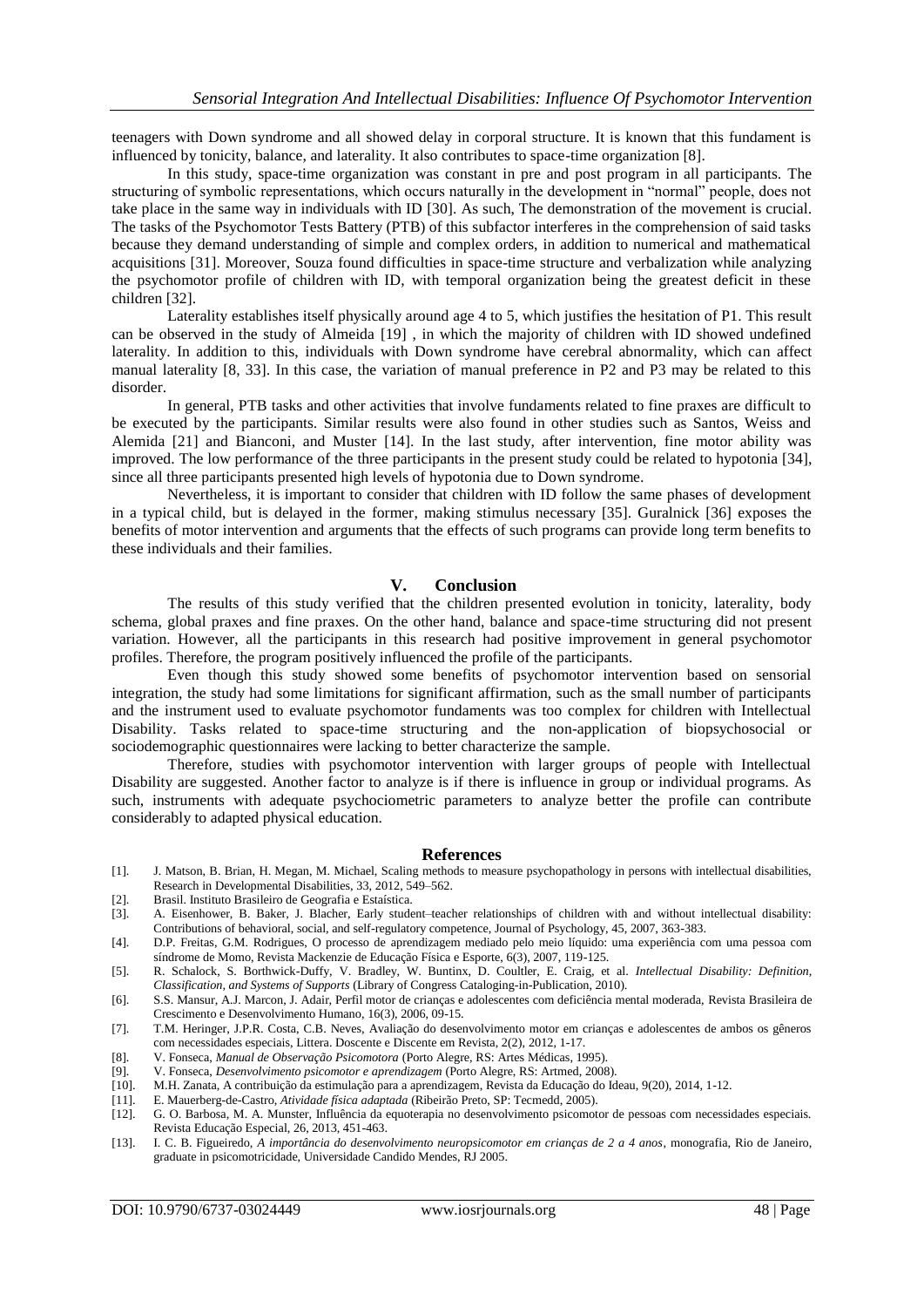teenagers with Down syndrome and all showed delay in corporal structure. It is known that this fundament is influenced by tonicity, balance, and laterality. It also contributes to space-time organization [8].

In this study, space-time organization was constant in pre and post program in all participants. The structuring of symbolic representations, which occurs naturally in the development in "normal" people, does not take place in the same way in individuals with ID [30]. As such, The demonstration of the movement is crucial. The tasks of the Psychomotor Tests Battery (PTB) of this subfactor interferes in the comprehension of said tasks because they demand understanding of simple and complex orders, in addition to numerical and mathematical acquisitions [31]. Moreover, Souza found difficulties in space-time structure and verbalization while analyzing the psychomotor profile of children with ID, with temporal organization being the greatest deficit in these children [32].

Laterality establishes itself physically around age 4 to 5, which justifies the hesitation of P1. This result can be observed in the study of Almeida [19] , in which the majority of children with ID showed undefined laterality. In addition to this, individuals with Down syndrome have cerebral abnormality, which can affect manual laterality [8, 33]. In this case, the variation of manual preference in P2 and P3 may be related to this disorder.

In general, PTB tasks and other activities that involve fundaments related to fine praxes are difficult to be executed by the participants. Similar results were also found in other studies such as Santos, Weiss and Alemida [21] and Bianconi, and Muster [14]. In the last study, after intervention, fine motor ability was improved. The low performance of the three participants in the present study could be related to hypotonia [34], since all three participants presented high levels of hypotonia due to Down syndrome.

Nevertheless, it is important to consider that children with ID follow the same phases of development in a typical child, but is delayed in the former, making stimulus necessary [35]. Guralnick [36] exposes the benefits of motor intervention and arguments that the effects of such programs can provide long term benefits to these individuals and their families.

## V. Conclusion

The results of this study verified that the children presented evolution in tonicity, laterality, body schema, global praxes and fine praxes. On the other hand, balance and space-time structuring did not present variation. However, all the participants in this research had positive improvement in general psychomotor profiles. Therefore, the program positively influenced the profile of the participants.

Even though this study showed some benefits of psychomotor intervention based on sensorial integration, the study had some limitations for significant affirmation, such as the small number of participants and the instrument used to evaluate psychomotor fundaments was too complex for children with Intellectual Disability. Tasks related to space-time structuring and the non-application of biopsychosocial or sociodemographic questionnaires were lacking to better characterize the sample.

Therefore, studies with psychomotor intervention with larger groups of people with Intellectual Disability are suggested. Another factor to analyze is if there is influence in group or individual programs. As such, instruments with adequate psychociometric parameters to analyze better the profile can contribute considerably to adapted physical education.

## References

[1]. J. Matson, B. Brian, H. Megan, M. Michael, Scaling methods to measure psychopathology in persons with intellectual disabilities, Research in Developmental Disabilities, 33, 2012, 549–562.

[2]. Brasil. Instituto Brasileiro de Geografia e Estaística.

[3]. A. Eisenhower, B. Baker, J. Blacher, Early student–teacher relationships of children with and without intellectual disability: Contributions of behavioral, social, and self-regulatory competence, Journal of Psychology, 45, 2007, 363-383.

[4]. D.P. Freitas, G.M. Rodrigues, O processo de aprendizagem mediado pelo meio líquido: uma experiência com uma pessoa com síndrome de Momo, Revista Mackenzie de Educação Física e Esporte, 6(3), 2007, 119-125.

[5]. R. Schalock, S. Borthwick-Duffy, V. Bradley, W. Buntinx, D. Coultler, E. Craig, et al. *Intellectual Disability: Definition, Classification, and Systems of Supports* (Library of Congress Cataloging-in-Publication, 2010).

[6]. S.S. Mansur, A.J. Marcon, J. Adair, Perfil motor de crianças e adolescentes com deficiência mental moderada, Revista Brasileira de Crescimento e Desenvolvimento Humano, 16(3), 2006, 09-15.

[7]. T.M. Heringer, J.P.R. Costa, C.B. Neves, Avaliação do desenvolvimento motor em crianças e adolescentes de ambos os gêneros com necessidades especiais, Littera. Doscente e Discente em Revista, 2(2), 2012, 1-17.

[8]. V. Fonseca, *Manual de Observação Psicomotora* (Porto Alegre, RS: Artes Médicas, 1995).

[9]. V. Fonseca, *Desenvolvimento psicomotor e aprendizagem* (Porto Alegre, RS: Artmed, 2008).

[10]. M.H. Zanata, A contribuição da estimulação para a aprendizagem, Revista da Educação do Ideau, 9(20), 2014, 1-12.

[11]. E. Mauerberg-de-Castro, *Atividade física adaptada* (Ribeirão Preto, SP: Tecmedd, 2005).

[12]. G. O. Barbosa, M. A. Munster, Influência da equoterapia no desenvolvimento psicomotor de pessoas com necessidades especiais. Revista Educação Especial, 26, 2013, 451-463.

[13]. I. C. B. Figueiredo, *A importância do desenvolvimento neuropsicomotor em crianças de 2 a 4 anos*, monografia, Rio de Janeiro, graduate in psicomotricidade, Universidade Candido Mendes, RJ 2005.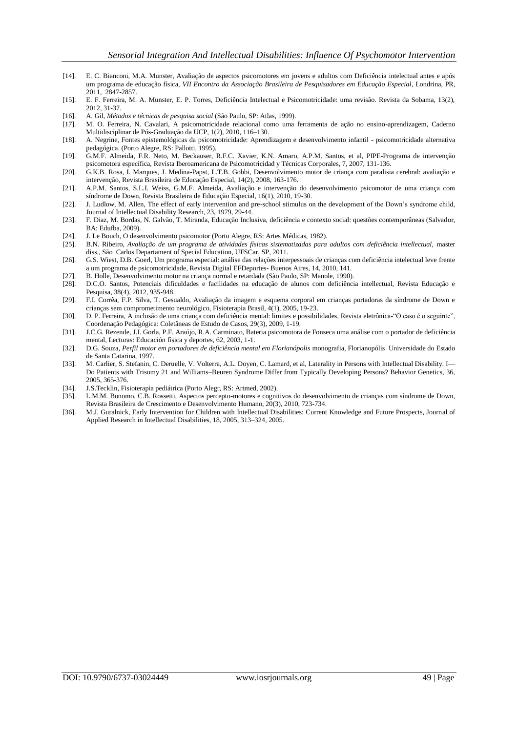[14]. E. C. Bianconi, M.A. Munster, Avaliação de aspectos psicomotores em jovens e adultos com Deficiência intelectual antes e após um programa de educação física, *VII Encontro da Associação Brasileira de Pesquisadores em Educação Especial*, Londrina, PR, 2011, 2847-2857.

[15]. E. F. Ferreira, M. A. Munster, E. P. Torres, Deficiência Intelectual e Psicomotricidade: uma revisão. Revista da Sobama, 13(2), 2012, 31-37.

[16]. A. Gil, *Métodos e técnicas de pesquisa social* (São Paulo, SP: Atlas, 1999).

[17]. M. O. Ferreira, N. Cavalari, A psicomotricidade relacional como uma ferramenta de ação no ensino-aprendizagem, Caderno Multidisciplinar de Pós-Graduação da UCP, 1(2), 2010, 116–130.

[18]. A. Negrine, Fontes epistemológicas da psicomotricidade: Aprendizagem e desenvolvimento infantil - psicomotricidade alternativa pedagógica. (Porto Alegre, RS: Pallotti, 1995).

[19]. G.M.F. Almeida, F.R. Neto, M. Beckauser, R.F.C. Xavier, K.N. Amaro, A.P.M. Santos, et al, PIPE-Programa de intervenção psicomotora específica, Revista Iberoamericana de Psicomotricidad y Técnicas Corporales, 7, 2007, 131-136.

[20]. G.K.B. Rosa, I. Marques, J. Medina-Papst, L.T.B. Gobbi, Desenvolvimento motor de criança com paralisia cerebral: avaliação e intervenção, Revista Brasileira de Educação Especial, 14(2), 2008, 163-176.

[21]. A.P.M. Santos, S.L.I. Weiss, G.M.F. Almeida, Avaliação e intervenção do desenvolvimento psicomotor de uma criança com síndrome de Down, Revista Brasileira de Educação Especial, 16(1), 2010, 19-30.

[22]. J. Ludlow, M. Allen, The effect of early intervention and pre-school stimulus on the development of the Down's syndrome child, Journal of Intellectual Disability Research, 23, 1979, 29-44.

[23]. F. Diaz, M. Bordas, N. Galvão, T. Miranda, Educação Inclusiva, deficiência e contexto social: questões contemporâneas (Salvador, BA: Edufba, 2009).

[24]. J. Le Bouch, O desenvolvimento psicomotor (Porto Alegre, RS: Artes Médicas, 1982).

[25]. B.N. Ribeiro, *Avaliação de um programa de atividades físicas sistematizadas para adultos com deficiência intellectual,* master diss., São Carlos Departament of Special Education, UFSCar, SP, 2011.

[26]. G.S. Wiest, D.B. Goerl, Um programa especial: análise das relações interpessoais de crianças com deficiência intelectual leve frente a um programa de psicomotricidade, Revista Digital EFDeportes- Buenos Aires, 14, 2010, 141.

[27]. B. Holle, Desenvolvimento motor na criança normal e retardada (São Paulo, SP: Manole, 1990).

[28]. D.C.O. Santos, Potenciais dificuldades e facilidades na educação de alunos com deficiência intellectual, Revista Educação e Pesquisa, 38(4), 2012, 935-948.

[29]. F.I. Corrêa, F.P. Silva, T. Gesualdo, Avaliação da imagem e esquema corporal em crianças portadoras da síndrome de Down e crianças sem comprometimento neurológico, Fisioterapia Brasil, 4(1), 2005, 19-23.

[30]. D. P. Ferreira, A inclusão de uma criança com deficiência mental: limites e possibilidades, Revista eletrônica-"O caso é o seguinte", Coordenação Pedagógica: Coletâneas de Estudo de Casos, 29(3), 2009, 1-19.

[31]. J.C.G. Rezende, J.I. Gorla, P.F. Araújo, R.A. Carminato, Bateria psicomotora de Fonseca uma análise com o portador de deficiência mental, Lecturas: Educación física y deportes, 62, 2003, 1-1.

[32]. D.G. Souza, *Perfil motor em portadores de deficiência mental em Florianópolis* monografia, Florianopólis Universidade do Estado de Santa Catarina, 1997.

[33]. M. Carlier, S. Stefanin, C. Deruelle, V. Volterra, A.L. Doyen, C. Lamard, et al, Laterality in Persons with Intellectual Disability. I—Do Patients with Trisomy 21 and Williams–Beuren Syndrome Differ from Typically Developing Persons? Behavior Genetics, 36, 2005, 365-376.

[34]. J.S.Tecklin, Fisioterapia pediátrica (Porto Alegr, RS: Artmed, 2002).

[35]. L.M.M. Bonomo, C.B. Rossetti, Aspectos percepto-motores e cognitivos do desenvolvimento de crianças com síndrome de Down, Revista Brasileira de Crescimento e Desenvolvimento Humano, 20(3), 2010, 723-734.

[36]. M.J. Guralnick, Early Intervention for Children with Intellectual Disabilities: Current Knowledge and Future Prospects, Journal of Applied Research in Intellectual Disabilities, 18, 2005, 313–324, 2005.